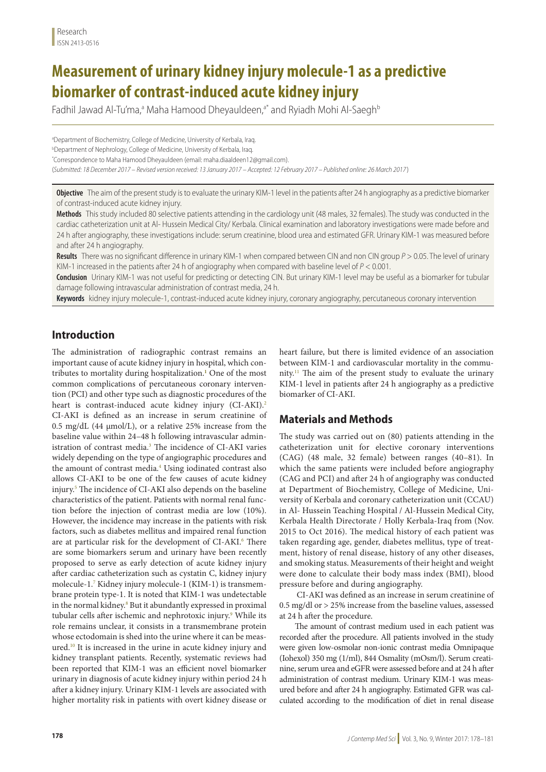Research
ISSN 2413-0516

# Measurement of urinary kidney injury molecule-1 as a predictive biomarker of contrast-induced acute kidney injury

Fadhil Jawad Al-Tu'ma,[a] Maha Hamood Dheyauldeen,[a*] and Ryiadh Mohi Al-Saegh[b]

[a]Department of Biochemistry, College of Medicine, University of Kerbala, Iraq.
[b]Department of Nephrology, College of Medicine, University of Kerbala, Iraq.
[*]Correspondence to Maha Hamood Dheyauldeen (email: maha.diaaldeen12@gmail.com).
(*Submitted: 18 December 2017 – Revised version received: 13 January 2017 – Accepted: 12 February 2017 – Published online: 26 March 2017*)

**Objective** The aim of the present study is to evaluate the urinary KIM-1 level in the patients after 24 h angiography as a predictive biomarker of contrast-induced acute kidney injury.

**Methods** This study included 80 selective patients attending in the cardiology unit (48 males, 32 females). The study was conducted in the cardiac catheterization unit at Al- Hussein Medical City/ Kerbala. Clinical examination and laboratory investigations were made before and 24 h after angiography, these investigations include: serum creatinine, blood urea and estimated GFR. Urinary KIM-1 was measured before and after 24 h angiography.

**Results** There was no significant difference in urinary KIM-1 when compared between CIN and non CIN group $P > 0.05$. The level of urinary KIM-1 increased in the patients after 24 h of angiography when compared with baseline level of $P < 0.001$.

**Conclusion** Urinary KIM-1 was not useful for predicting or detecting CIN. But urinary KIM-1 level may be useful as a biomarker for tubular damage following intravascular administration of contrast media, 24 h.

**Keywords** kidney injury molecule-1, contrast-induced acute kidney injury, coronary angiography, percutaneous coronary intervention

## Introduction

The administration of radiographic contrast remains an important cause of acute kidney injury in hospital, which contributes to mortality during hospitalization.[1] One of the most common complications of percutaneous coronary intervention (PCI) and other type such as diagnostic procedures of the heart is contrast-induced acute kidney injury (CI-AKI).[2] CI-AKI is defined as an increase in serum creatinine of 0.5 mg/dL (44 μmol/L), or a relative 25% increase from the baseline value within 24–48 h following intravascular administration of contrast media.[3] The incidence of CI-AKI varies widely depending on the type of angiographic procedures and the amount of contrast media.[4] Using iodinated contrast also allows CI-AKI to be one of the few causes of acute kidney injury.[5] The incidence of CI-AKI also depends on the baseline characteristics of the patient. Patients with normal renal function before the injection of contrast media are low (10%). However, the incidence may increase in the patients with risk factors, such as diabetes mellitus and impaired renal function are at particular risk for the development of CI-AKI.[6] There are some biomarkers serum and urinary have been recently proposed to serve as early detection of acute kidney injury after cardiac catheterization such as cystatin C, kidney injury molecule-1.[7] Kidney injury molecule-1 (KIM-1) is transmembrane protein type-1. It is noted that KIM-1 was undetectable in the normal kidney.[8] But it abundantly expressed in proximal tubular cells after ischemic and nephrotoxic injury.[9] While its role remains unclear, it consists in a transmembrane protein whose ectodomain is shed into the urine where it can be measured.[10] It is increased in the urine in acute kidney injury and kidney transplant patients. Recently, systematic reviews had been reported that KIM-1 was an efficient novel biomarker urinary in diagnosis of acute kidney injury within period 24 h after a kidney injury. Urinary KIM-1 levels are associated with higher mortality risk in patients with overt kidney disease or heart failure, but there is limited evidence of an association between KIM-1 and cardiovascular mortality in the community.[11] The aim of the present study to evaluate the urinary KIM-1 level in patients after 24 h angiography as a predictive biomarker of CI-AKI.

## Materials and Methods

The study was carried out on (80) patients attending in the catheterization unit for elective coronary interventions (CAG) (48 male, 32 female) between ranges (40–81). In which the same patients were included before angiography (CAG and PCI) and after 24 h of angiography was conducted at Department of Biochemistry, College of Medicine, University of Kerbala and coronary catheterization unit (CCAU) in Al- Hussein Teaching Hospital / Al-Hussein Medical City, Kerbala Health Directorate / Holly Kerbala-Iraq from (Nov. 2015 to Oct 2016). The medical history of each patient was taken regarding age, gender, diabetes mellitus, type of treatment, history of renal disease, history of any other diseases, and smoking status. Measurements of their height and weight were done to calculate their body mass index (BMI), blood pressure before and during angiography.

CI-AKI was defined as an increase in serum creatinine of 0.5 mg/dl or > 25% increase from the baseline values, assessed at 24 h after the procedure.

The amount of contrast medium used in each patient was recorded after the procedure. All patients involved in the study were given low-osmolar non-ionic contrast media Omnipaque (Iohexol) 350 mg (1/ml), 844 Osmality (mOsm/l). Serum creatinine, serum urea and eGFR were assessed before and at 24 h after administration of contrast medium. Urinary KIM-1 was measured before and after 24 h angiography. Estimated GFR was calculated according to the modification of diet in renal disease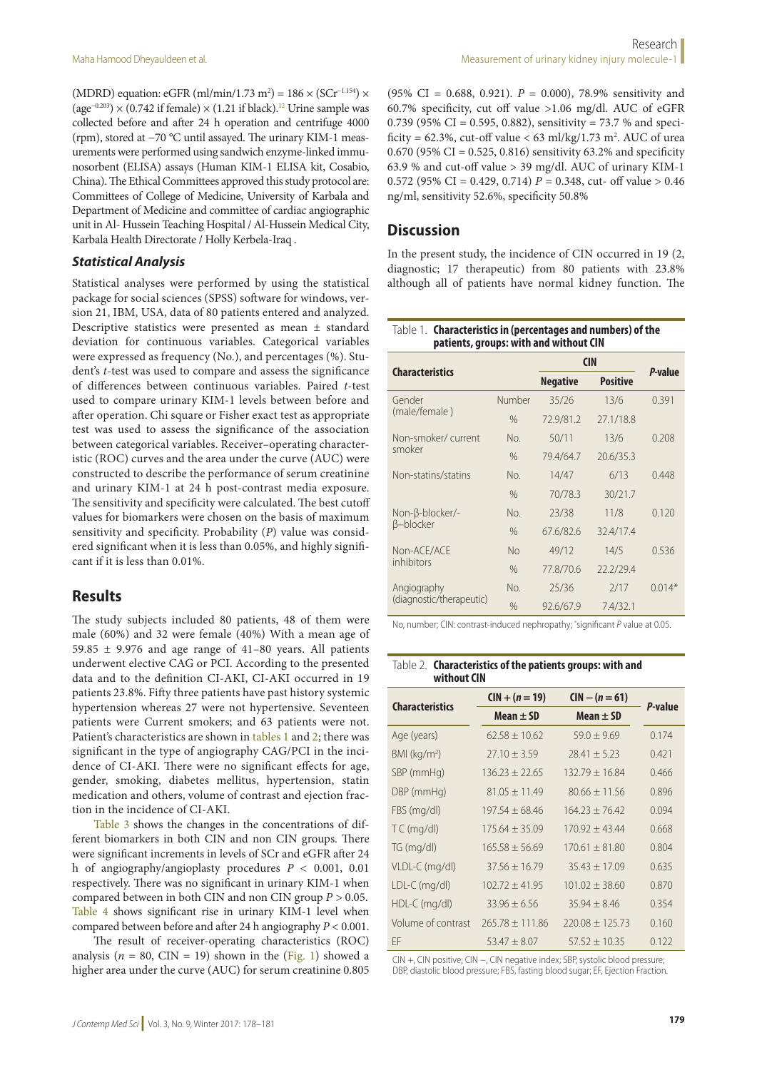(MDRD) equation: eGFR (ml/min/1.73 m$^2$) = 186 × (SCr$^{-1.154}$) × (age$^{-0.203}$) × (0.742 if female) × (1.21 if black).[12] Urine sample was collected before and after 24 h operation and centrifuge 4000 (rpm), stored at −70 °C until assayed. The urinary KIM-1 measurements were performed using sandwich enzyme-linked immunosorbent (ELISA) assays (Human KIM-1 ELISA kit, Cosabio, China). The Ethical Committees approved this study protocol are: Committees of College of Medicine, University of Karbala and Department of Medicine and committee of cardiac angiographic unit in Al- Hussein Teaching Hospital / Al-Hussein Medical City, Karbala Health Directorate / Holly Kerbela-Iraq .

### *Statistical Analysis*

Statistical analyses were performed by using the statistical package for social sciences (SPSS) software for windows, version 21, IBM, USA, data of 80 patients entered and analyzed. Descriptive statistics were presented as mean ± standard deviation for continuous variables. Categorical variables were expressed as frequency (No.), and percentages (%). Student's *t*-test was used to compare and assess the significance of differences between continuous variables. Paired *t*-test used to compare urinary KIM-1 levels between before and after operation. Chi square or Fisher exact test as appropriate test was used to assess the significance of the association between categorical variables. Receiver–operating characteristic (ROC) curves and the area under the curve (AUC) were constructed to describe the performance of serum creatinine and urinary KIM-1 at 24 h post-contrast media exposure. The sensitivity and specificity were calculated. The best cutoff values for biomarkers were chosen on the basis of maximum sensitivity and specificity. Probability (*P*) value was considered significant when it is less than 0.05%, and highly significant if it is less than 0.01%.

## Results

The study subjects included 80 patients, 48 of them were male (60%) and 32 were female (40%) With a mean age of 59.85 ± 9.976 and age range of 41–80 years. All patients underwent elective CAG or PCI. According to the presented data and to the definition CI-AKI, CI-AKI occurred in 19 patients 23.8%. Fifty three patients have past history systemic hypertension whereas 27 were not hypertensive. Seventeen patients were Current smokers; and 63 patients were not. Patient's characteristics are shown in tables 1 and 2; there was significant in the type of angiography CAG/PCI in the incidence of CI-AKI. There were no significant effects for age, gender, smoking, diabetes mellitus, hypertension, statin medication and others, volume of contrast and ejection fraction in the incidence of CI-AKI.

Table 3 shows the changes in the concentrations of different biomarkers in both CIN and non CIN groups. There were significant increments in levels of SCr and eGFR after 24 h of angiography/angioplasty procedures $P < 0.001$, 0.01 respectively. There was no significant in urinary KIM-1 when compared between in both CIN and non CIN group $P > 0.05$. Table 4 shows significant rise in urinary KIM-1 level when compared between before and after 24 h angiography $P < 0.001$.

The result of receiver-operating characteristics (ROC) analysis ($n$ = 80, CIN = 19) shown in the (Fig. 1) showed a higher area under the curve (AUC) for serum creatinine 0.805 (95% CI = 0.688, 0.921). $P$ = 0.000), 78.9% sensitivity and 60.7% specificity, cut off value >1.06 mg/dl. AUC of eGFR 0.739 (95% CI = 0.595, 0.882), sensitivity = 73.7 % and specificity = 62.3%, cut-off value < 63 ml/kg/1.73 m$^2$. AUC of urea 0.670 (95% CI = 0.525, 0.816) sensitivity 63.2% and specificity 63.9 % and cut-off value > 39 mg/dl. AUC of urinary KIM-1 0.572 (95% CI = 0.429, 0.714) $P$ = 0.348, cut- off value > 0.46 ng/ml, sensitivity 52.6%, specificity 50.8%

## Discussion

In the present study, the incidence of CIN occurred in 19 (2, diagnostic; 17 therapeutic) from 80 patients with 23.8% although all of patients have normal kidney function. The

Table 1. **Characteristics in (percentages and numbers) of the patients, groups: with and without CIN**

| Characteristics | | CIN | | *P*-value |
|---|---|---|---|---|
| | | **Negative** | **Positive** | |
| Gender (male/female ) | Number | 35/26 | 13/6 | 0.391 |
| | % | 72.9/81.2 | 27.1/18.8 | |
| Non-smoker/ current smoker | No. | 50/11 | 13/6 | 0.208 |
| | % | 79.4/64.7 | 20.6/35.3 | |
| Non-statins/statins | No. | 14/47 | 6/13 | 0.448 |
| | % | 70/78.3 | 30/21.7 | |
| Non-β-blocker/-β–blocker | No. | 23/38 | 11/8 | 0.120 |
| | % | 67.6/82.6 | 32.4/17.4 | |
| Non-ACE/ACE inhibitors | No | 49/12 | 14/5 | 0.536 |
| | % | 77.8/70.6 | 22.2/29.4 | |
| Angiography (diagnostic/therapeutic) | No. | 25/36 | 2/17 | 0.014* |
| | % | 92.6/67.9 | 7.4/32.1 | |

No, number; CIN: contrast-induced nephropathy; *significant *P* value at 0.05.

Table 2. **Characteristics of the patients groups: with and without CIN**

| Characteristics | CIN + (n = 19) | CIN − (n = 61) | *P*-value |
|---|---|---|---|
| | **Mean ± SD** | **Mean ± SD** | |
| Age (years) | 62.58 ± 10.62 | 59.0 ± 9.69 | 0.174 |
| BMI (kg/m$^2$) | 27.10 ± 3.59 | 28.41 ± 5.23 | 0.421 |
| SBP (mmHg) | 136.23 ± 22.65 | 132.79 ± 16.84 | 0.466 |
| DBP (mmHg) | 81.05 ± 11.49 | 80.66 ± 11.56 | 0.896 |
| FBS (mg/dl) | 197.54 ± 68.46 | 164.23 ± 76.42 | 0.094 |
| T C (mg/dl) | 175.64 ± 35.09 | 170.92 ± 43.44 | 0.668 |
| TG (mg/dl) | 165.58 ± 56.69 | 170.61 ± 81.80 | 0.804 |
| VLDL-C (mg/dl) | 37.56 ± 16.79 | 35.43 ± 17.09 | 0.635 |
| LDL-C (mg/dl) | 102.72 ± 41.95 | 101.02 ± 38.60 | 0.870 |
| HDL-C (mg/dl) | 33.96 ± 6.56 | 35.94 ± 8.46 | 0.354 |
| Volume of contrast | 265.78 ± 111.86 | 220.08 ± 125.73 | 0.160 |
| EF | 53.47 ± 8.07 | 57.52 ± 10.35 | 0.122 |

CIN +, CIN positive; CIN −, CIN negative index; SBP, systolic blood pressure; DBP, diastolic blood pressure; FBS, fasting blood sugar; EF, Ejection Fraction.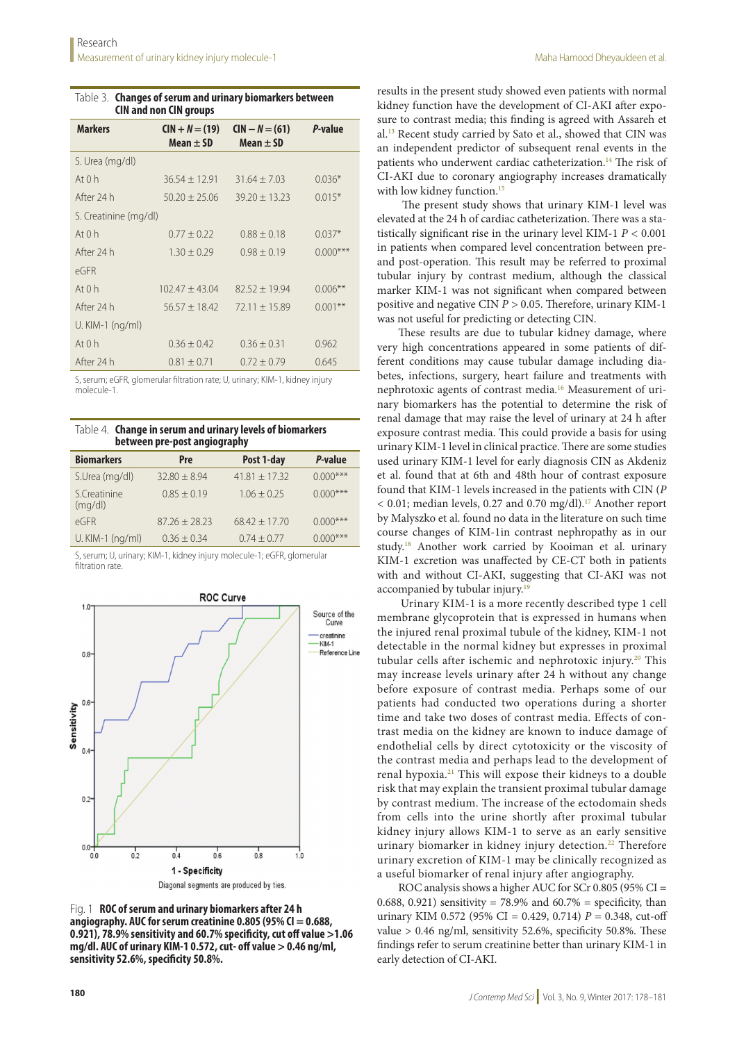Table 3. **Changes of serum and urinary biomarkers between CIN and non CIN groups**

| Markers | CIN + $N = (19)$ Mean ± SD | CIN − $N = (61)$ Mean ± SD | *P*-value |
|---|---|---|---|
| S. Urea (mg/dl) | | | |
| At 0 h | 36.54 ± 12.91 | 31.64 ± 7.03 | 0.036* |
| After 24 h | 50.20 ± 25.06 | 39.20 ± 13.23 | 0.015* |
| S. Creatinine (mg/dl) | | | |
| At 0 h | 0.77 ± 0.22 | 0.88 ± 0.18 | 0.037* |
| After 24 h | 1.30 ± 0.29 | 0.98 ± 0.19 | 0.000*** |
| eGFR | | | |
| At 0 h | 102.47 ± 43.04 | 82.52 ± 19.94 | 0.006** |
| After 24 h | 56.57 ± 18.42 | 72.11 ± 15.89 | 0.001** |
| U. KIM-1 (ng/ml) | | | |
| At 0 h | 0.36 ± 0.42 | 0.36 ± 0.31 | 0.962 |
| After 24 h | 0.81 ± 0.71 | 0.72 ± 0.79 | 0.645 |

S, serum; eGFR, glomerular filtration rate; U, urinary; KIM-1, kidney injury molecule-1.

Table 4. **Change in serum and urinary levels of biomarkers between pre-post angiography**

| Biomarkers | Pre | Post 1-day | *P*-value |
|---|---|---|---|
| S.Urea (mg/dl) | 32.80 ± 8.94 | 41.81 ± 17.32 | 0.000*** |
| S.Creatinine (mg/dl) | 0.85 ± 0.19 | 1.06 ± 0.25 | 0.000*** |
| eGFR | 87.26 ± 28.23 | 68.42 ± 17.70 | 0.000*** |
| U. KIM-1 (ng/ml) | 0.36 ± 0.34 | 0.74 ± 0.77 | 0.000*** |

S, serum; U, urinary; KIM-1, kidney injury molecule-1; eGFR, glomerular filtration rate.

Fig. 1 **ROC of serum and urinary biomarkers after 24 h angiography. AUC for serum creatinine 0.805 (95% CI = 0.688, 0.921), 78.9% sensitivity and 60.7% specificity, cut off value >1.06 mg/dl. AUC of urinary KIM-1 0.572, cut- off value > 0.46 ng/ml, sensitivity 52.6%, specificity 50.8%.**

results in the present study showed even patients with normal kidney function have the development of CI-AKI after exposure to contrast media; this finding is agreed with Assareh et al.[13] Recent study carried by Sato et al., showed that CIN was an independent predictor of subsequent renal events in the patients who underwent cardiac catheterization.[14] The risk of CI-AKI due to coronary angiography increases dramatically with low kidney function.[15]

The present study shows that urinary KIM-1 level was elevated at the 24 h of cardiac catheterization. There was a statistically significant rise in the urinary level KIM-1 $P < 0.001$ in patients when compared level concentration between pre- and post-operation. This result may be referred to proximal tubular injury by contrast medium, although the classical marker KIM-1 was not significant when compared between positive and negative CIN $P > 0.05$. Therefore, urinary KIM-1 was not useful for predicting or detecting CIN.

These results are due to tubular kidney damage, where very high concentrations appeared in some patients of different conditions may cause tubular damage including diabetes, infections, surgery, heart failure and treatments with nephrotoxic agents of contrast media.[16] Measurement of urinary biomarkers has the potential to determine the risk of renal damage that may raise the level of urinary at 24 h after exposure contrast media. This could provide a basis for using urinary KIM-1 level in clinical practice. There are some studies used urinary KIM-1 level for early diagnosis CIN as Akdeniz et al. found that at 6th and 48th hour of contrast exposure found that KIM-1 levels increased in the patients with CIN ($P < 0.01$; median levels, 0.27 and 0.70 mg/dl).[17] Another report by Malyszko et al. found no data in the literature on such time course changes of KIM-1in contrast nephropathy as in our study.[18] Another work carried by Kooiman et al. urinary KIM-1 excretion was unaffected by CE-CT both in patients with and without CI-AKI, suggesting that CI-AKI was not accompanied by tubular injury.[19]

Urinary KIM-1 is a more recently described type 1 cell membrane glycoprotein that is expressed in humans when the injured renal proximal tubule of the kidney, KIM-1 not detectable in the normal kidney but expresses in proximal tubular cells after ischemic and nephrotoxic injury.[20] This may increase levels urinary after 24 h without any change before exposure of contrast media. Perhaps some of our patients had conducted two operations during a shorter time and take two doses of contrast media. Effects of contrast media on the kidney are known to induce damage of endothelial cells by direct cytotoxicity or the viscosity of the contrast media and perhaps lead to the development of renal hypoxia.[21] This will expose their kidneys to a double risk that may explain the transient proximal tubular damage by contrast medium. The increase of the ectodomain sheds from cells into the urine shortly after proximal tubular kidney injury allows KIM-1 to serve as an early sensitive urinary biomarker in kidney injury detection.[22] Therefore urinary excretion of KIM-1 may be clinically recognized as a useful biomarker of renal injury after angiography.

ROC analysis shows a higher AUC for SCr 0.805 (95% CI = 0.688, 0.921) sensitivity = 78.9% and 60.7% = specificity, than urinary KIM 0.572 (95% CI = 0.429, 0.714) $P = 0.348$, cut-off value > 0.46 ng/ml, sensitivity 52.6%, specificity 50.8%. These findings refer to serum creatinine better than urinary KIM-1 in early detection of CI-AKI.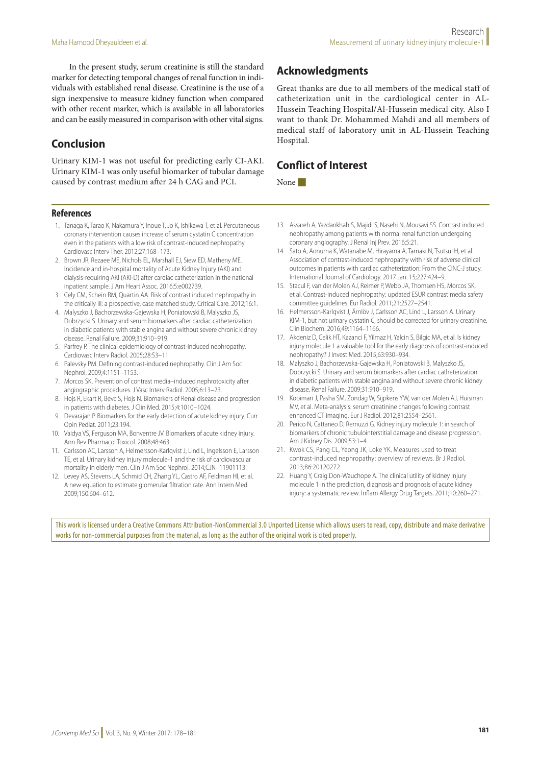In the present study, serum creatinine is still the standard marker for detecting temporal changes of renal function in individuals with established renal disease. Creatinine is the use of a sign inexpensive to measure kidney function when compared with other recent marker, which is available in all laboratories and can be easily measured in comparison with other vital signs.

## Conclusion

Urinary KIM-1 was not useful for predicting early CI-AKI. Urinary KIM-1 was only useful biomarker of tubular damage caused by contrast medium after 24 h CAG and PCI.

## Acknowledgments

Great thanks are due to all members of the medical staff of catheterization unit in the cardiological center in AL-Hussein Teaching Hospital/Al-Hussein medical city. Also I want to thank Dr. Mohammed Mahdi and all members of medical staff of laboratory unit in AL-Hussein Teaching Hospital.

## Conflict of Interest

None

## References

1. Tanaga K, Tarao K, Nakamura Y, Inoue T, Jo K, Ishikawa T, et al. Percutaneous coronary intervention causes increase of serum cystatin C concentration even in the patients with a low risk of contrast-induced nephropathy. Cardiovasc Interv Ther. 2012;27:168–173.
2. Brown JR, Rezaee ME, Nichols EL, Marshall EJ, Siew ED, Matheny ME. Incidence and in-hospital mortality of Acute Kidney Injury (AKI) and dialysis-requiring AKI (AKI-D) after cardiac catheterization in the national inpatient sample. J Am Heart Assoc. 2016;5:e002739.
3. Cely CM, Schein RM, Quartin AA. Risk of contrast induced nephropathy in the critically ill: a prospective, case matched study. Critical Care. 2012;16:1.
4. Malyszko J, Bachorzewska-Gajewska H, Poniatowski B, Malyszko JS, Dobrzycki S. Urinary and serum biomarkers after cardiac catheterization in diabetic patients with stable angina and without severe chronic kidney disease. Renal Failure. 2009;31:910–919.
5. Parfrey P. The clinical epidemiology of contrast-induced nephropathy. Cardiovasc Interv Radiol. 2005;28:S3–11.
6. Palevsky PM. Defining contrast-induced nephropathy. Clin J Am Soc Nephrol. 2009;4:1151–1153.
7. Morcos SK. Prevention of contrast media–induced nephrotoxicity after angiographic procedures. J Vasc Interv Radiol. 2005;6:13–23.
8. Hojs R, Ekart R, Bevc S, Hojs N. Biomarkers of Renal disease and progression in patients with diabetes. J Clin Med. 2015;4:1010–1024.
9. Devarajan P. Biomarkers for the early detection of acute kidney injury. Curr Opin Pediat. 2011;23:194.
10. Vaidya VS, Ferguson MA, Bonventre JV. Biomarkers of acute kidney injury. Ann Rev Pharmacol Toxicol. 2008;48:463.
11. Carlsson AC, Larsson A, Helmersson-Karlqvist J, Lind L, Ingelsson E, Larsson TE, et al. Urinary kidney injury molecule-1 and the risk of cardiovascular mortality in elderly men. Clin J Am Soc Nephrol. 2014;CJN–11901113.
12. Levey AS, Stevens LA, Schmid CH, Zhang YL, Castro AF, Feldman HI, et al. A new equation to estimate glomerular filtration rate. Ann Intern Med. 2009;150:604–612.
13. Assareh A, Yazdankhah S, Majidi S, Nasehi N, Mousavi SS. Contrast induced nephropathy among patients with normal renal function undergoing coronary angiography. J Renal Inj Prev. 2016;5:21.
14. Sato A, Aonuma K, Watanabe M, Hirayama A, Tamaki N, Tsutsui H, et al. Association of contrast-induced nephropathy with risk of adverse clinical outcomes in patients with cardiac catheterization: From the CINC-J study. International Journal of Cardiology. 2017 Jan. 15;227:424–9.
15. Stacul F, van der Molen AJ, Reimer P, Webb JA, Thomsen HS, Morcos SK, et al. Contrast-induced nephropathy: updated ESUR contrast media safety committee guidelines. Eur Radiol. 2011;21:2527–2541.
16. Helmersson-Karlqvist J, Ärnlöv J, Carlsson AC, Lind L, Larsson A. Urinary KIM-1, but not urinary cystatin C, should be corrected for urinary creatinine. Clin Biochem. 2016;49:1164–1166.
17. Akdeniz D, Celik HT, Kazanci F, Yilmaz H, Yalcin S, Bilgic MA, et al. Is kidney injury molecule 1 a valuable tool for the early diagnosis of contrast-induced nephropathy? J Invest Med. 2015;63:930–934.
18. Malyszko J, Bachorzewska-Gajewska H, Poniatowski B, Malyszko JS, Dobrzycki S. Urinary and serum biomarkers after cardiac catheterization in diabetic patients with stable angina and without severe chronic kidney disease. Renal Failure. 2009;31:910–919.
19. Kooiman J, Pasha SM, Zondag W, Sijpkens YW, van der Molen AJ, Huisman MV, et al. Meta-analysis: serum creatinine changes following contrast enhanced CT imaging. Eur J Radiol. 2012;81:2554–2561.
20. Perico N, Cattaneo D, Remuzzi G. Kidney injury molecule 1: in search of biomarkers of chronic tubulointerstitial damage and disease progression. Am J Kidney Dis. 2009;53:1–4.
21. Kwok CS, Pang CL, Yeong JK, Loke YK. Measures used to treat contrast-induced nephropathy: overview of reviews. Br J Radiol. 2013;86:20120272.
22. Huang Y, Craig Don-Wauchope A. The clinical utility of kidney injury molecule 1 in the prediction, diagnosis and prognosis of acute kidney injury: a systematic review. Inflam Allergy Drug Targets. 2011;10:260–271.

This work is licensed under a Creative Commons Attribution-NonCommercial 3.0 Unported License which allows users to read, copy, distribute and make derivative works for non-commercial purposes from the material, as long as the author of the original work is cited properly.